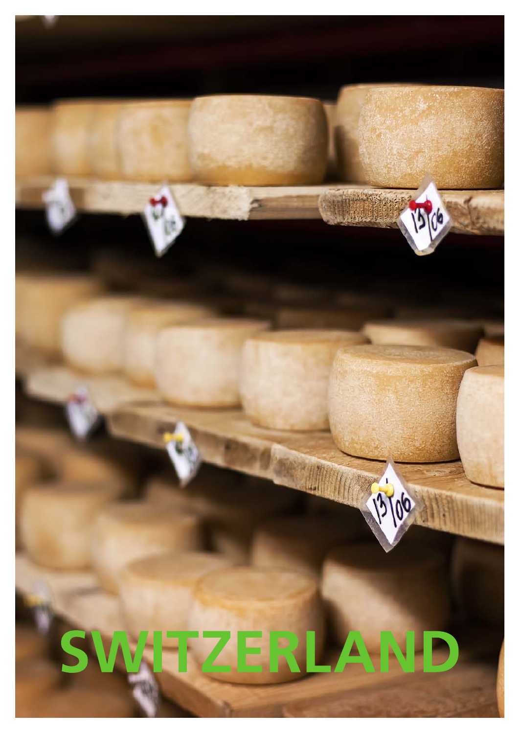# SWITZERLAND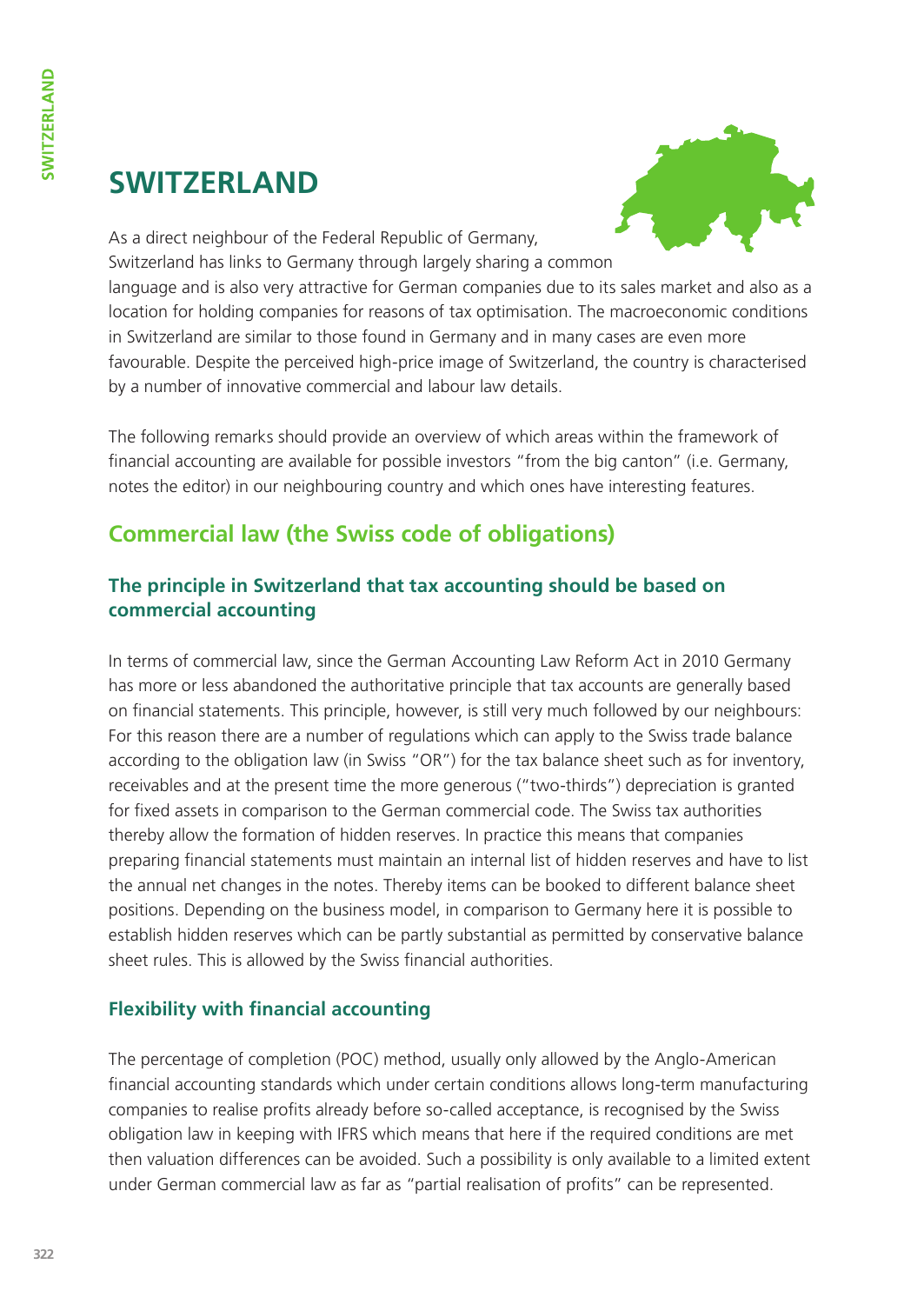# SWITZERLAND

As a direct neighbour of the Federal Republic of Germany, Switzerland has links to Germany through largely sharing a common language and is also very attractive for German companies due to its sales market and also as a location for holding companies for reasons of tax optimisation. The macroeconomic conditions in Switzerland are similar to those found in Germany and in many cases are even more favourable. Despite the perceived high-price image of Switzerland, the country is characterised by a number of innovative commercial and labour law details.

The following remarks should provide an overview of which areas within the framework of financial accounting are available for possible investors "from the big canton" (i.e. Germany, notes the editor) in our neighbouring country and which ones have interesting features.

## Commercial law (the Swiss code of obligations)

### The principle in Switzerland that tax accounting should be based on commercial accounting

In terms of commercial law, since the German Accounting Law Reform Act in 2010 Germany has more or less abandoned the authoritative principle that tax accounts are generally based on financial statements. This principle, however, is still very much followed by our neighbours: For this reason there are a number of regulations which can apply to the Swiss trade balance according to the obligation law (in Swiss "OR") for the tax balance sheet such as for inventory, receivables and at the present time the more generous ("two-thirds") depreciation is granted for fixed assets in comparison to the German commercial code. The Swiss tax authorities thereby allow the formation of hidden reserves. In practice this means that companies preparing financial statements must maintain an internal list of hidden reserves and have to list the annual net changes in the notes. Thereby items can be booked to different balance sheet positions. Depending on the business model, in comparison to Germany here it is possible to establish hidden reserves which can be partly substantial as permitted by conservative balance sheet rules. This is allowed by the Swiss financial authorities.

### Flexibility with financial accounting

The percentage of completion (POC) method, usually only allowed by the Anglo-American financial accounting standards which under certain conditions allows long-term manufacturing companies to realise profits already before so-called acceptance, is recognised by the Swiss obligation law in keeping with IFRS which means that here if the required conditions are met then valuation differences can be avoided. Such a possibility is only available to a limited extent under German commercial law as far as "partial realisation of profits" can be represented.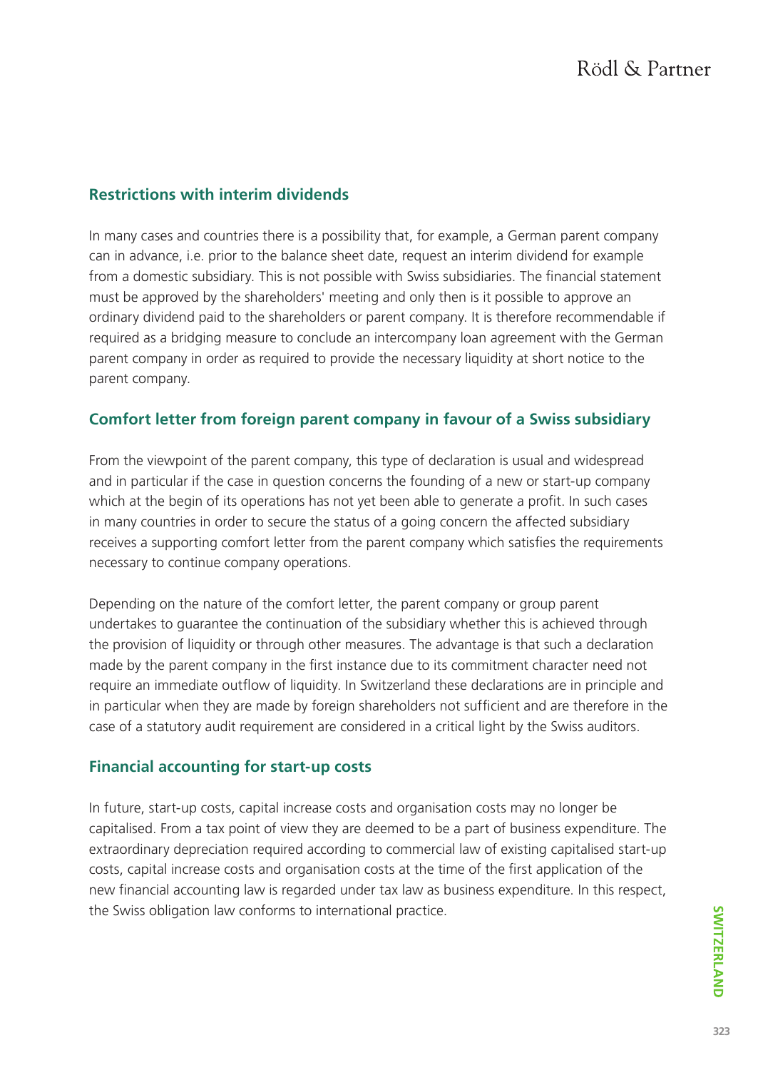## Restrictions with interim dividends

In many cases and countries there is a possibility that, for example, a German parent company can in advance, i.e. prior to the balance sheet date, request an interim dividend for example from a domestic subsidiary. This is not possible with Swiss subsidiaries. The financial statement must be approved by the shareholders' meeting and only then is it possible to approve an ordinary dividend paid to the shareholders or parent company. It is therefore recommendable if required as a bridging measure to conclude an intercompany loan agreement with the German parent company in order as required to provide the necessary liquidity at short notice to the parent company.

## Comfort letter from foreign parent company in favour of a Swiss subsidiary

From the viewpoint of the parent company, this type of declaration is usual and widespread and in particular if the case in question concerns the founding of a new or start-up company which at the begin of its operations has not yet been able to generate a profit. In such cases in many countries in order to secure the status of a going concern the affected subsidiary receives a supporting comfort letter from the parent company which satisfies the requirements necessary to continue company operations.

Depending on the nature of the comfort letter, the parent company or group parent undertakes to guarantee the continuation of the subsidiary whether this is achieved through the provision of liquidity or through other measures. The advantage is that such a declaration made by the parent company in the first instance due to its commitment character need not require an immediate outflow of liquidity. In Switzerland these declarations are in principle and in particular when they are made by foreign shareholders not sufficient and are therefore in the case of a statutory audit requirement are considered in a critical light by the Swiss auditors.

## Financial accounting for start-up costs

In future, start-up costs, capital increase costs and organisation costs may no longer be capitalised. From a tax point of view they are deemed to be a part of business expenditure. The extraordinary depreciation required according to commercial law of existing capitalised start-up costs, capital increase costs and organisation costs at the time of the first application of the new financial accounting law is regarded under tax law as business expenditure. In this respect, the Swiss obligation law conforms to international practice.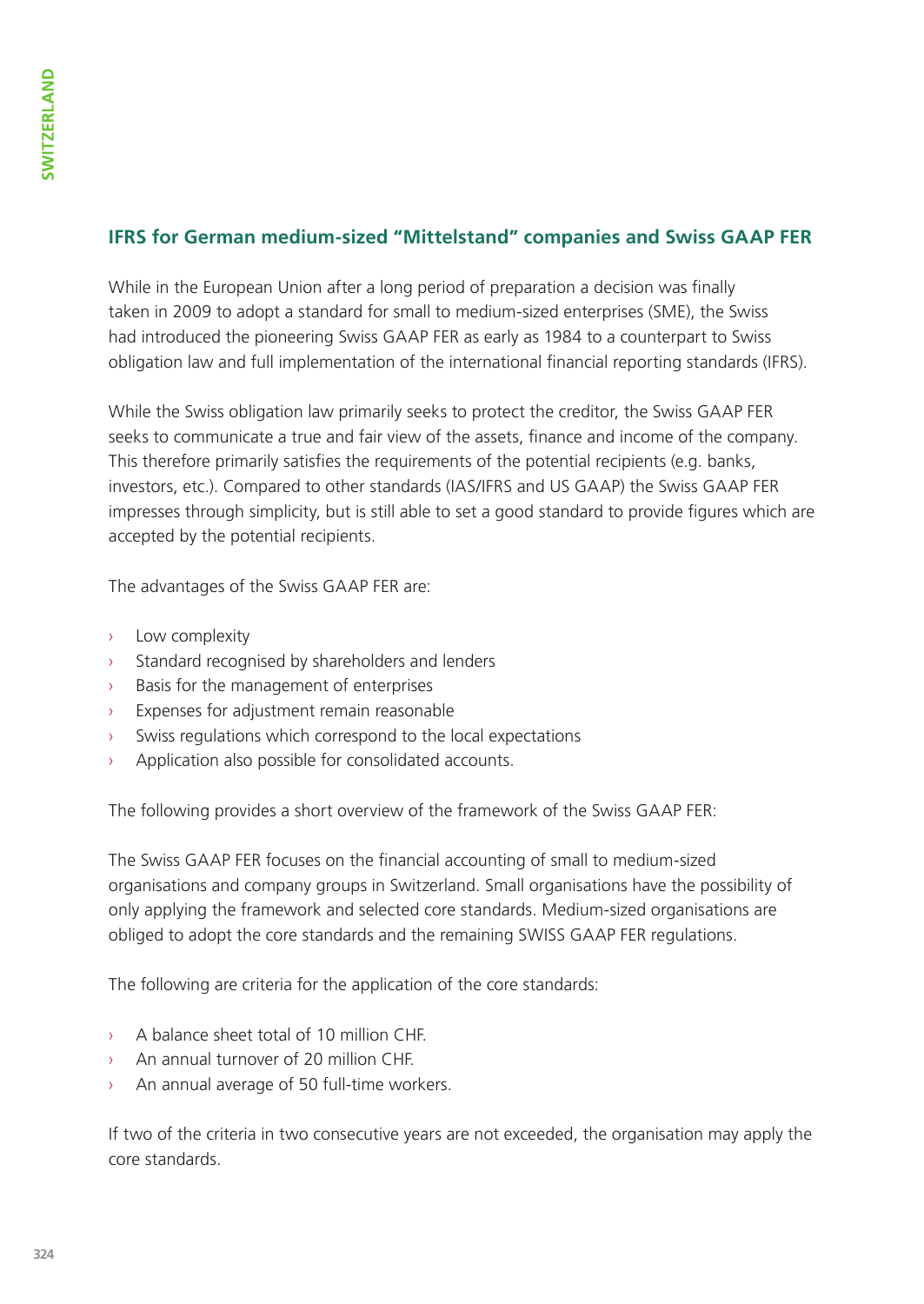## IFRS for German medium-sized "Mittelstand" companies and Swiss GAAP FER

While in the European Union after a long period of preparation a decision was finally taken in 2009 to adopt a standard for small to medium-sized enterprises (SME), the Swiss had introduced the pioneering Swiss GAAP FER as early as 1984 to a counterpart to Swiss obligation law and full implementation of the international financial reporting standards (IFRS).

While the Swiss obligation law primarily seeks to protect the creditor, the Swiss GAAP FER seeks to communicate a true and fair view of the assets, finance and income of the company. This therefore primarily satisfies the requirements of the potential recipients (e.g. banks, investors, etc.). Compared to other standards (IAS/IFRS and US GAAP) the Swiss GAAP FER impresses through simplicity, but is still able to set a good standard to provide figures which are accepted by the potential recipients.

The advantages of the Swiss GAAP FER are:

- Low complexity
- Standard recognised by shareholders and lenders
- Basis for the management of enterprises
- Expenses for adjustment remain reasonable
- Swiss regulations which correspond to the local expectations
- Application also possible for consolidated accounts.

The following provides a short overview of the framework of the Swiss GAAP FER:

The Swiss GAAP FER focuses on the financial accounting of small to medium-sized organisations and company groups in Switzerland. Small organisations have the possibility of only applying the framework and selected core standards. Medium-sized organisations are obliged to adopt the core standards and the remaining SWISS GAAP FER regulations.

The following are criteria for the application of the core standards:

- A balance sheet total of 10 million CHF.
- An annual turnover of 20 million CHF.
- An annual average of 50 full-time workers.

If two of the criteria in two consecutive years are not exceeded, the organisation may apply the core standards.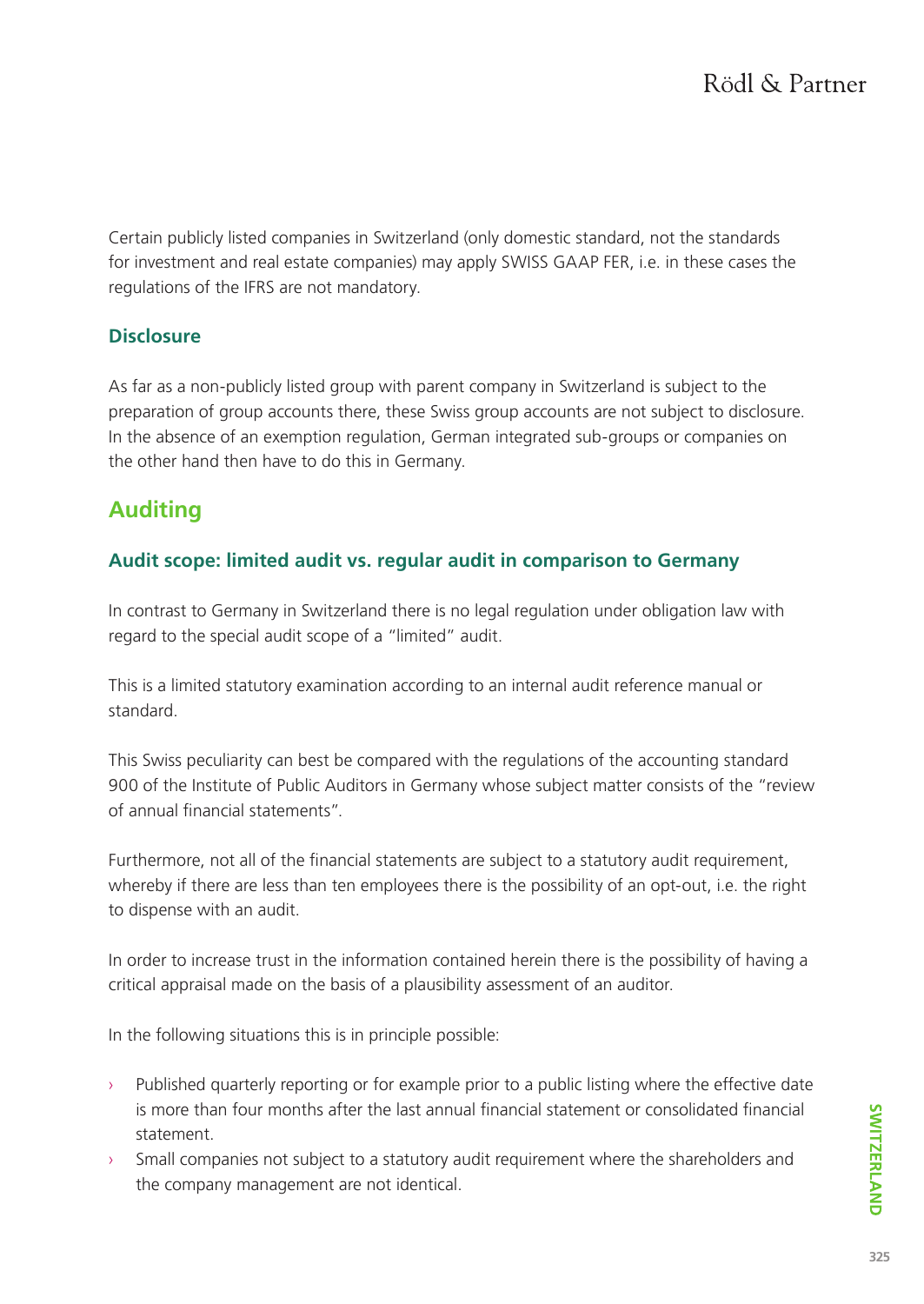Certain publicly listed companies in Switzerland (only domestic standard, not the standards for investment and real estate companies) may apply SWISS GAAP FER, i.e. in these cases the regulations of the IFRS are not mandatory.

### Disclosure

As far as a non-publicly listed group with parent company in Switzerland is subject to the preparation of group accounts there, these Swiss group accounts are not subject to disclosure. In the absence of an exemption regulation, German integrated sub-groups or companies on the other hand then have to do this in Germany.

## Auditing

### Audit scope: limited audit vs. regular audit in comparison to Germany

In contrast to Germany in Switzerland there is no legal regulation under obligation law with regard to the special audit scope of a "limited" audit.

This is a limited statutory examination according to an internal audit reference manual or standard.

This Swiss peculiarity can best be compared with the regulations of the accounting standard 900 of the Institute of Public Auditors in Germany whose subject matter consists of the "review of annual financial statements".

Furthermore, not all of the financial statements are subject to a statutory audit requirement, whereby if there are less than ten employees there is the possibility of an opt-out, i.e. the right to dispense with an audit.

In order to increase trust in the information contained herein there is the possibility of having a critical appraisal made on the basis of a plausibility assessment of an auditor.

In the following situations this is in principle possible:

- Published quarterly reporting or for example prior to a public listing where the effective date is more than four months after the last annual financial statement or consolidated financial statement.
- Small companies not subject to a statutory audit requirement where the shareholders and the company management are not identical.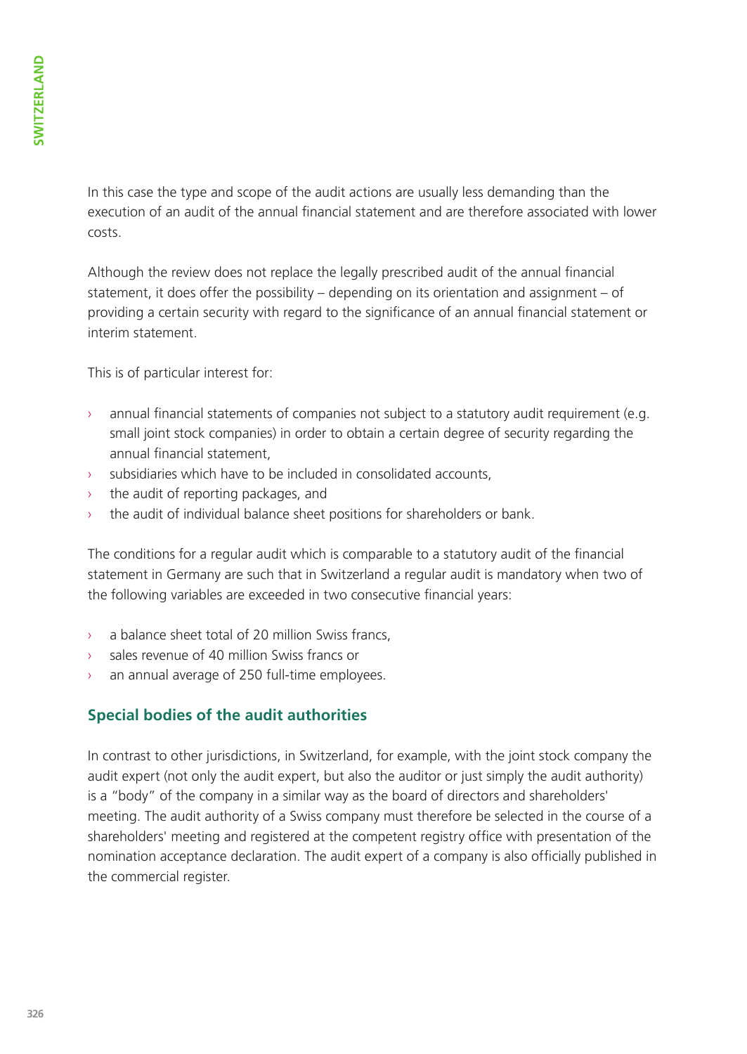In this case the type and scope of the audit actions are usually less demanding than the execution of an audit of the annual financial statement and are therefore associated with lower costs.

Although the review does not replace the legally prescribed audit of the annual financial statement, it does offer the possibility – depending on its orientation and assignment – of providing a certain security with regard to the significance of an annual financial statement or interim statement.

This is of particular interest for:

- annual financial statements of companies not subject to a statutory audit requirement (e.g. small joint stock companies) in order to obtain a certain degree of security regarding the annual financial statement,
- subsidiaries which have to be included in consolidated accounts,
- the audit of reporting packages, and
- the audit of individual balance sheet positions for shareholders or bank.

The conditions for a regular audit which is comparable to a statutory audit of the financial statement in Germany are such that in Switzerland a regular audit is mandatory when two of the following variables are exceeded in two consecutive financial years:

- a balance sheet total of 20 million Swiss francs,
- sales revenue of 40 million Swiss francs or
- an annual average of 250 full-time employees.

## Special bodies of the audit authorities

In contrast to other jurisdictions, in Switzerland, for example, with the joint stock company the audit expert (not only the audit expert, but also the auditor or just simply the audit authority) is a "body" of the company in a similar way as the board of directors and shareholders' meeting. The audit authority of a Swiss company must therefore be selected in the course of a shareholders' meeting and registered at the competent registry office with presentation of the nomination acceptance declaration. The audit expert of a company is also officially published in the commercial register.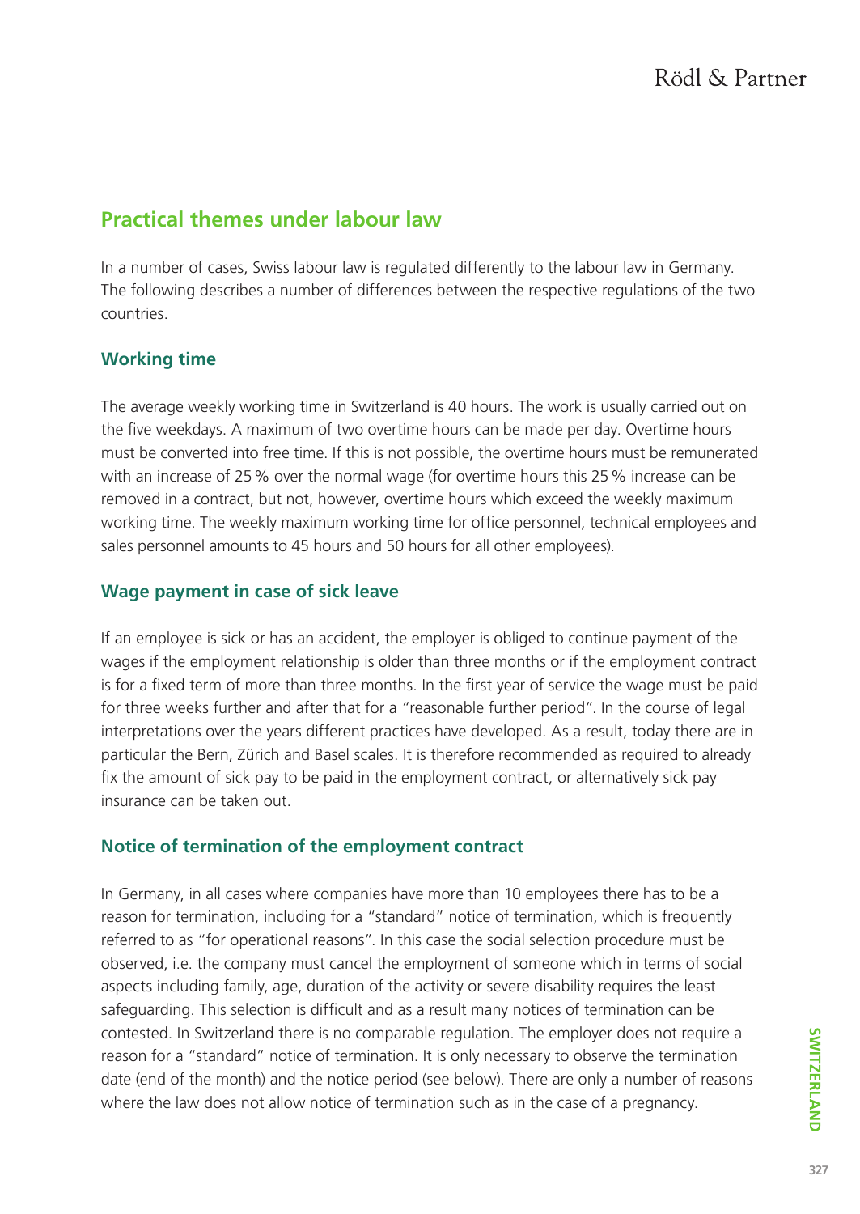## Practical themes under labour law

In a number of cases, Swiss labour law is regulated differently to the labour law in Germany. The following describes a number of differences between the respective regulations of the two countries.

### Working time

The average weekly working time in Switzerland is 40 hours. The work is usually carried out on the five weekdays. A maximum of two overtime hours can be made per day. Overtime hours must be converted into free time. If this is not possible, the overtime hours must be remunerated with an increase of 25 % over the normal wage (for overtime hours this 25 % increase can be removed in a contract, but not, however, overtime hours which exceed the weekly maximum working time. The weekly maximum working time for office personnel, technical employees and sales personnel amounts to 45 hours and 50 hours for all other employees).

### Wage payment in case of sick leave

If an employee is sick or has an accident, the employer is obliged to continue payment of the wages if the employment relationship is older than three months or if the employment contract is for a fixed term of more than three months. In the first year of service the wage must be paid for three weeks further and after that for a "reasonable further period". In the course of legal interpretations over the years different practices have developed. As a result, today there are in particular the Bern, Zürich and Basel scales. It is therefore recommended as required to already fix the amount of sick pay to be paid in the employment contract, or alternatively sick pay insurance can be taken out.

### Notice of termination of the employment contract

In Germany, in all cases where companies have more than 10 employees there has to be a reason for termination, including for a "standard" notice of termination, which is frequently referred to as "for operational reasons". In this case the social selection procedure must be observed, i.e. the company must cancel the employment of someone which in terms of social aspects including family, age, duration of the activity or severe disability requires the least safeguarding. This selection is difficult and as a result many notices of termination can be contested. In Switzerland there is no comparable regulation. The employer does not require a reason for a "standard" notice of termination. It is only necessary to observe the termination date (end of the month) and the notice period (see below). There are only a number of reasons where the law does not allow notice of termination such as in the case of a pregnancy.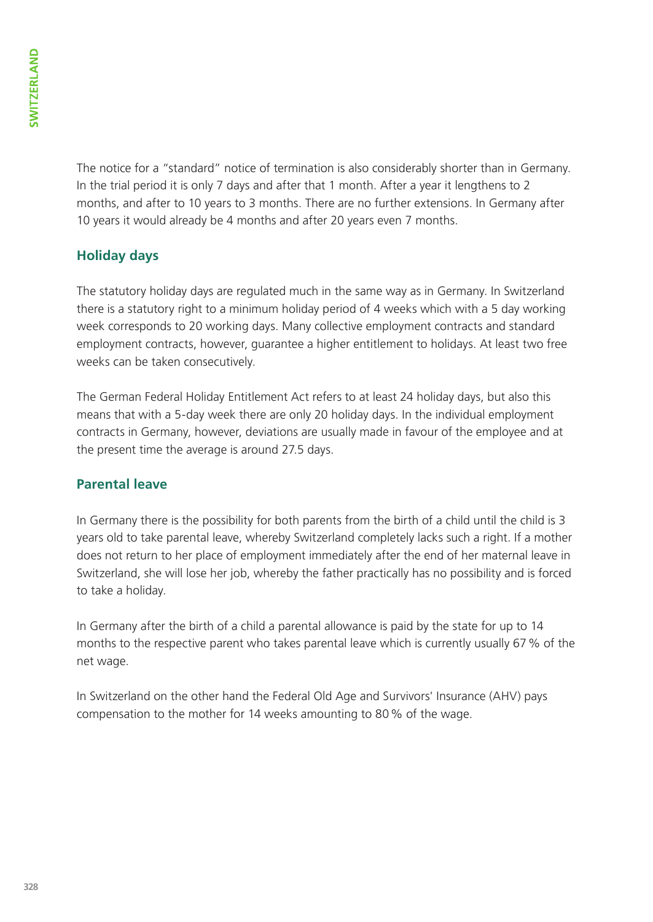The notice for a "standard" notice of termination is also considerably shorter than in Germany. In the trial period it is only 7 days and after that 1 month. After a year it lengthens to 2 months, and after to 10 years to 3 months. There are no further extensions. In Germany after 10 years it would already be 4 months and after 20 years even 7 months.

## Holiday days

The statutory holiday days are regulated much in the same way as in Germany. In Switzerland there is a statutory right to a minimum holiday period of 4 weeks which with a 5 day working week corresponds to 20 working days. Many collective employment contracts and standard employment contracts, however, guarantee a higher entitlement to holidays. At least two free weeks can be taken consecutively.

The German Federal Holiday Entitlement Act refers to at least 24 holiday days, but also this means that with a 5-day week there are only 20 holiday days. In the individual employment contracts in Germany, however, deviations are usually made in favour of the employee and at the present time the average is around 27.5 days.

## Parental leave

In Germany there is the possibility for both parents from the birth of a child until the child is 3 years old to take parental leave, whereby Switzerland completely lacks such a right. If a mother does not return to her place of employment immediately after the end of her maternal leave in Switzerland, she will lose her job, whereby the father practically has no possibility and is forced to take a holiday.

In Germany after the birth of a child a parental allowance is paid by the state for up to 14 months to the respective parent who takes parental leave which is currently usually 67 % of the net wage.

In Switzerland on the other hand the Federal Old Age and Survivors' Insurance (AHV) pays compensation to the mother for 14 weeks amounting to 80 % of the wage.